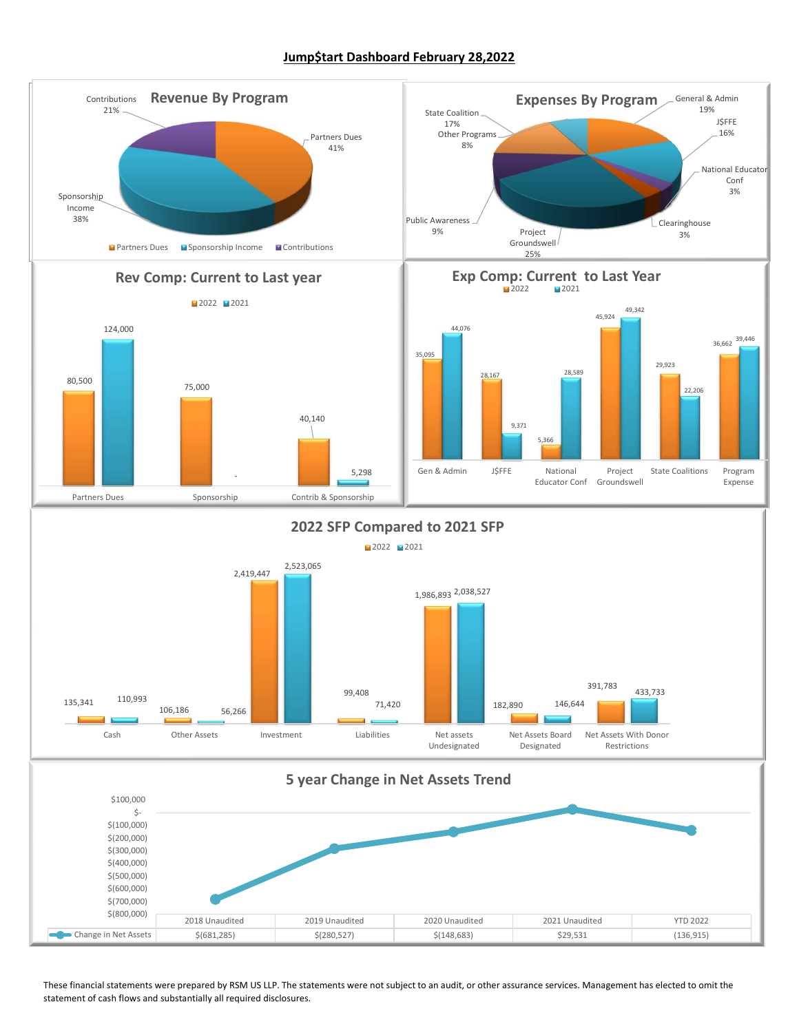# Jump$tart Dashboard February 28,2022

## Revenue By Program

| Program | % |
|---|---|
| Partners Dues | 41% |
| Sponsorship Income | 38% |
| Contributions | 21% |

## Expenses By Program

| Program | % |
|---|---|
| General & Admin | 19% |
| J$FFE | 16% |
| National Educator Conf | 3% |
| Clearinghouse | 3% |
| Project Groundswell | 25% |
| Public Awareness | 9% |
| Other Programs | 8% |
| State Coalition | 17% |

## Rev Comp: Current to Last year

| | 2022 | 2021 |
|---|---|---|
| Partners Dues | 80,500 | 124,000 |
| Sponsorship | 75,000 | - |
| Contrib & Sponsorship | 40,140 | 5,298 |

## Exp Comp: Current to Last Year

| | 2022 | 2021 |
|---|---|---|
| Gen & Admin | 35,095 | 44,076 |
| J$FFE | 28,167 | 9,371 |
| National Educator Conf | 5,366 | 28,589 |
| Project Groundswell | 45,924 | 49,342 |
| State Coalitions | 29,923 | 22,206 |
| Program Expense | 36,662 | 39,446 |

## 2022 SFP Compared to 2021 SFP

| | 2022 | 2021 |
|---|---|---|
| Cash | 135,341 | 110,993 |
| Other Assets | 106,186 | 56,266 |
| Investment | 2,419,447 | 2,523,065 |
| Liabilities | 99,408 | 71,420 |
| Net assets Undesignated | 1,986,893 | 2,038,527 |
| Net Assets Board Designated | 182,890 | 146,644 |
| Net Assets With Donor Restrictions | 391,783 | 433,733 |

## 5 year Change in Net Assets Trend

| | 2018 Unaudited | 2019 Unaudited | 2020 Unaudited | 2021 Unaudited | YTD 2022 |
|---|---|---|---|---|---|
| Change in Net Assets | $(681,285) | $(280,527) | $(148,683) | $29,531 | (136,915) |

These financial statements were prepared by RSM US LLP. The statements were not subject to an audit, or other assurance services. Management has elected to omit the statement of cash flows and substantially all required disclosures.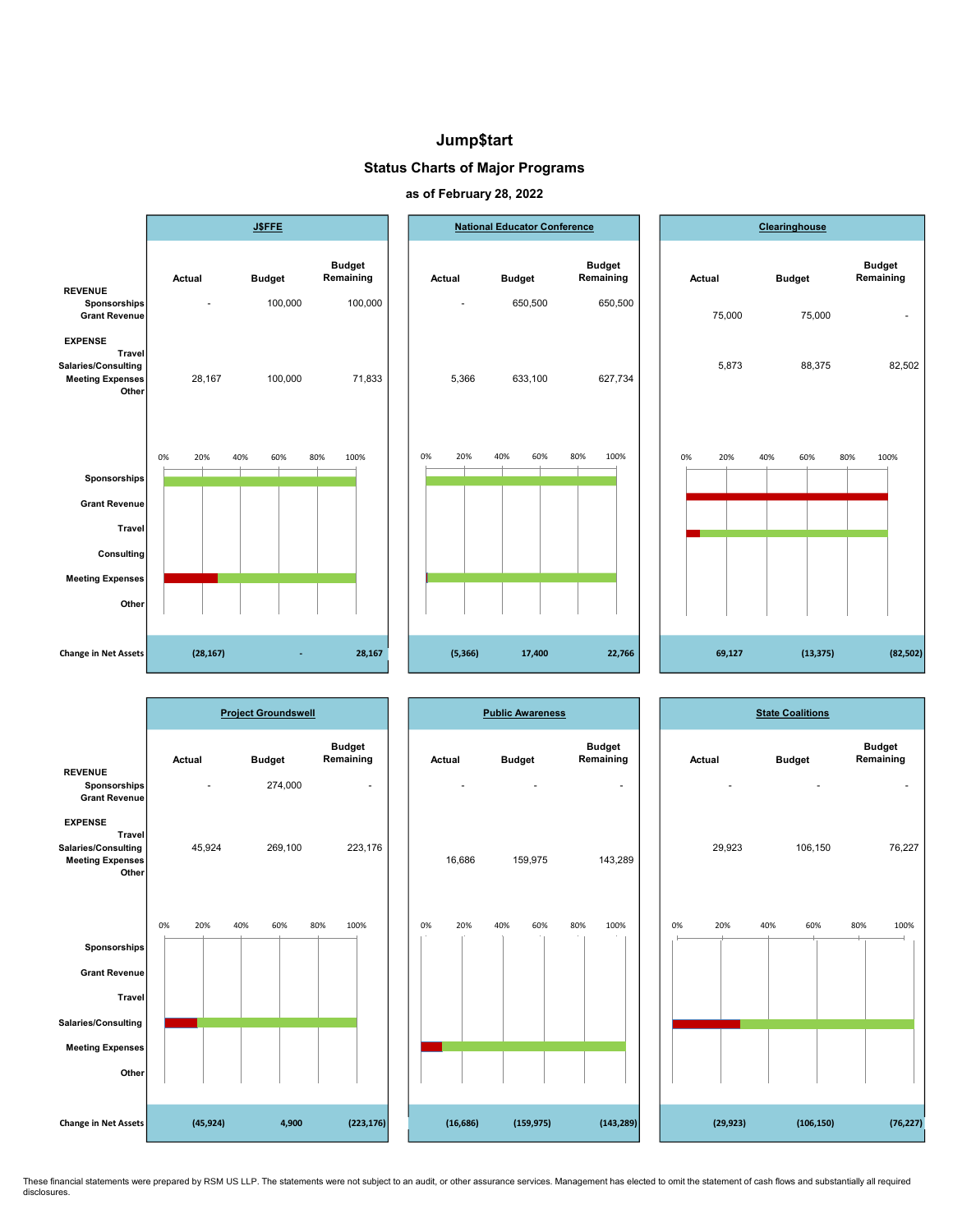# Jump$tart

## Status Charts of Major Programs

### as of February 28, 2022

#### J$FFE

| | Actual | Budget | Budget Remaining |
|---|---|---|---|
| **REVENUE** | | | |
| Sponsorships | - | 100,000 | 100,000 |
| Grant Revenue | | | |
| **EXPENSE** | | | |
| Travel | | | |
| Salaries/Consulting | | | |
| Meeting Expenses | 28,167 | 100,000 | 71,833 |
| Other | | | |
| **Change in Net Assets** | (28,167) | - | 28,167 |

#### National Educator Conference

| | Actual | Budget | Budget Remaining |
|---|---|---|---|
| **REVENUE** | | | |
| Sponsorships | - | 650,500 | 650,500 |
| Grant Revenue | | | |
| **EXPENSE** | | | |
| Travel | | | |
| Salaries/Consulting | | | |
| Meeting Expenses | 5,366 | 633,100 | 627,734 |
| Other | | | |
| **Change in Net Assets** | (5,366) | 17,400 | 22,766 |

#### Clearinghouse

| | Actual | Budget | Budget Remaining |
|---|---|---|---|
| **REVENUE** | | | |
| Sponsorships | | | |
| Grant Revenue | 75,000 | 75,000 | - |
| **EXPENSE** | | | |
| Travel | | | |
| Salaries/Consulting | 5,873 | 88,375 | 82,502 |
| Meeting Expenses | | | |
| Other | | | |
| **Change in Net Assets** | 69,127 | (13,375) | (82,502) |

#### Project Groundswell

| | Actual | Budget | Budget Remaining |
|---|---|---|---|
| **REVENUE** | | | |
| Sponsorships | - | 274,000 | - |
| Grant Revenue | | | |
| **EXPENSE** | | | |
| Travel | | | |
| Salaries/Consulting | 45,924 | 269,100 | 223,176 |
| Meeting Expenses | | | |
| Other | | | |
| **Change in Net Assets** | (45,924) | 4,900 | (223,176) |

#### Public Awareness

| | Actual | Budget | Budget Remaining |
|---|---|---|---|
| **REVENUE** | | | |
| Sponsorships | - | - | - |
| Grant Revenue | | | |
| **EXPENSE** | | | |
| Travel | | | |
| Salaries/Consulting | | | |
| Meeting Expenses | 16,686 | 159,975 | 143,289 |
| Other | | | |
| **Change in Net Assets** | (16,686) | (159,975) | (143,289) |

#### State Coalitions

| | Actual | Budget | Budget Remaining |
|---|---|---|---|
| **REVENUE** | | | |
| Sponsorships | - | - | - |
| Grant Revenue | | | |
| **EXPENSE** | | | |
| Travel | | | |
| Salaries/Consulting | 29,923 | 106,150 | 76,227 |
| Meeting Expenses | | | |
| Other | | | |
| **Change in Net Assets** | (29,923) | (106,150) | (76,227) |

These financial statements were prepared by RSM US LLP. The statements were not subject to an audit, or other assurance services. Management has elected to omit the statement of cash flows and substantially all required disclosures.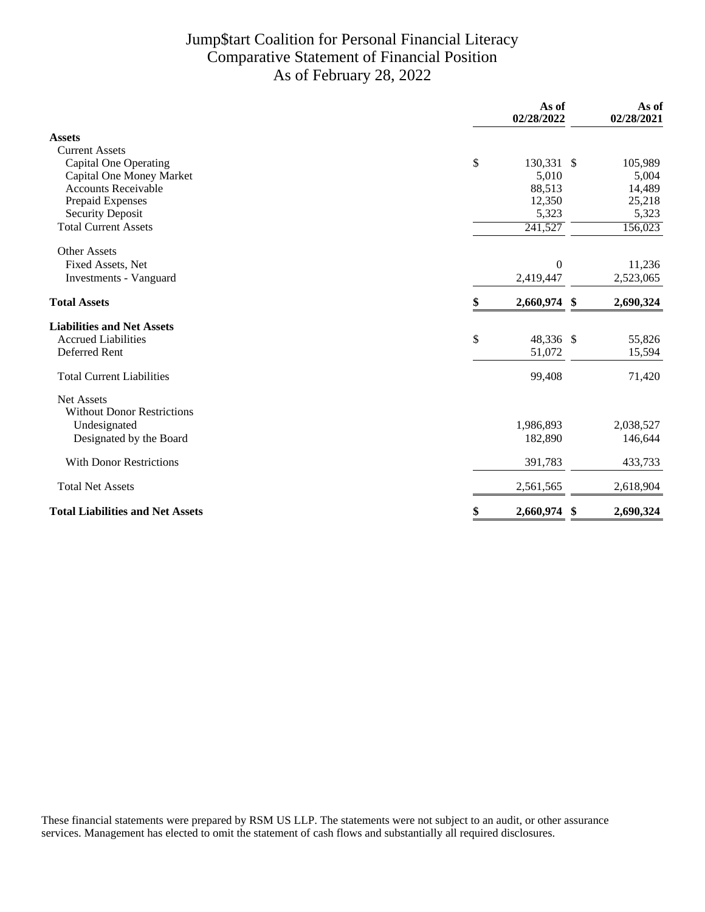# Jump$tart Coalition for Personal Financial Literacy
## Comparative Statement of Financial Position
### As of February 28, 2022

| | As of 02/28/2022 | As of 02/28/2021 |
|---|---|---|
| **Assets** | | |
| Current Assets | | |
| Capital One Operating | $ 130,331 | $ 105,989 |
| Capital One Money Market | 5,010 | 5,004 |
| Accounts Receivable | 88,513 | 14,489 |
| Prepaid Expenses | 12,350 | 25,218 |
| Security Deposit | 5,323 | 5,323 |
| Total Current Assets | 241,527 | 156,023 |
| Other Assets | | |
| Fixed Assets, Net | 0 | 11,236 |
| Investments - Vanguard | 2,419,447 | 2,523,065 |
| **Total Assets** | **$ 2,660,974** | **$ 2,690,324** |
| **Liabilities and Net Assets** | | |
| Accrued Liabilities | $ 48,336 | $ 55,826 |
| Deferred Rent | 51,072 | 15,594 |
| Total Current Liabilities | 99,408 | 71,420 |
| Net Assets | | |
| Without Donor Restrictions | | |
| Undesignated | 1,986,893 | 2,038,527 |
| Designated by the Board | 182,890 | 146,644 |
| With Donor Restrictions | 391,783 | 433,733 |
| Total Net Assets | 2,561,565 | 2,618,904 |
| **Total Liabilities and Net Assets** | **$ 2,660,974** | **$ 2,690,324** |

These financial statements were prepared by RSM US LLP. The statements were not subject to an audit, or other assurance services. Management has elected to omit the statement of cash flows and substantially all required disclosures.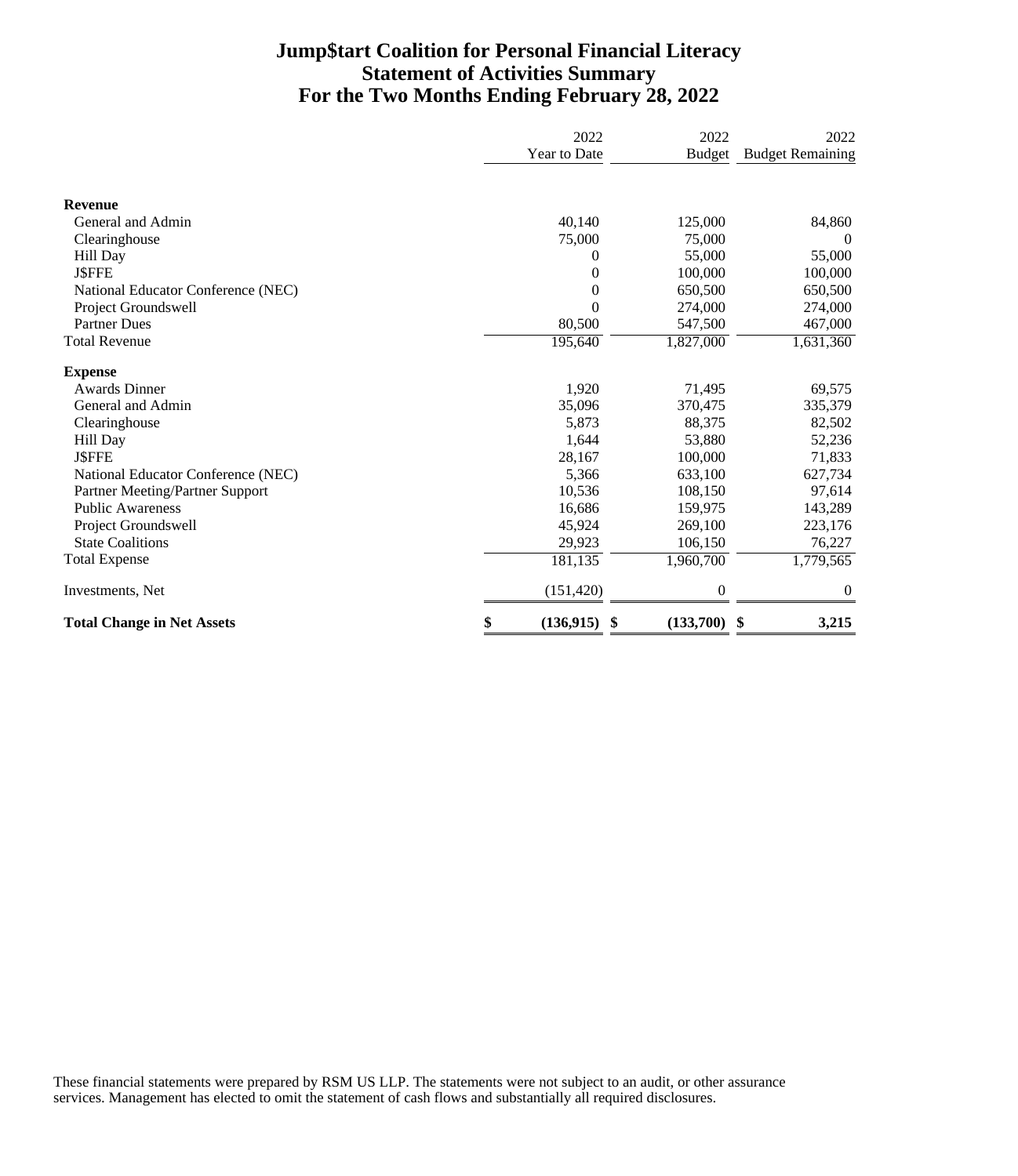# Jump$tart Coalition for Personal Financial Literacy
## Statement of Activities Summary
## For the Two Months Ending February 28, 2022

| | 2022 Year to Date | 2022 Budget | 2022 Budget Remaining |
|---|---|---|---|
| **Revenue** | | | |
| General and Admin | 40,140 | 125,000 | 84,860 |
| Clearinghouse | 75,000 | 75,000 | 0 |
| Hill Day | 0 | 55,000 | 55,000 |
| J$FFE | 0 | 100,000 | 100,000 |
| National Educator Conference (NEC) | 0 | 650,500 | 650,500 |
| Project Groundswell | 0 | 274,000 | 274,000 |
| Partner Dues | 80,500 | 547,500 | 467,000 |
| Total Revenue | 195,640 | 1,827,000 | 1,631,360 |
| **Expense** | | | |
| Awards Dinner | 1,920 | 71,495 | 69,575 |
| General and Admin | 35,096 | 370,475 | 335,379 |
| Clearinghouse | 5,873 | 88,375 | 82,502 |
| Hill Day | 1,644 | 53,880 | 52,236 |
| J$FFE | 28,167 | 100,000 | 71,833 |
| National Educator Conference (NEC) | 5,366 | 633,100 | 627,734 |
| Partner Meeting/Partner Support | 10,536 | 108,150 | 97,614 |
| Public Awareness | 16,686 | 159,975 | 143,289 |
| Project Groundswell | 45,924 | 269,100 | 223,176 |
| State Coalitions | 29,923 | 106,150 | 76,227 |
| Total Expense | 181,135 | 1,960,700 | 1,779,565 |
| Investments, Net | (151,420) | 0 | 0 |
| **Total Change in Net Assets** | **$ (136,915)** | **$ (133,700)** | **$ 3,215** |

These financial statements were prepared by RSM US LLP. The statements were not subject to an audit, or other assurance services. Management has elected to omit the statement of cash flows and substantially all required disclosures.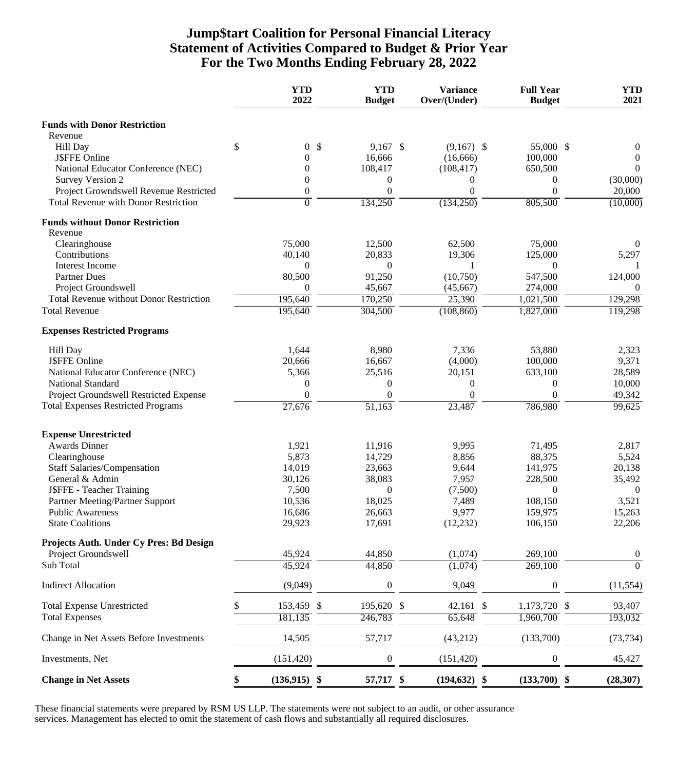# Jump$tart Coalition for Personal Financial Literacy
## Statement of Activities Compared to Budget & Prior Year
## For the Two Months Ending February 28, 2022

| | YTD 2022 | YTD Budget | Variance Over/(Under) | Full Year Budget | YTD 2021 |
|---|---|---|---|---|---|
| **Funds with Donor Restriction** | | | | | |
| Revenue | | | | | |
| Hill Day | $ 0 | $ 9,167 | $ (9,167) | $ 55,000 | $ 0 |
| J$FFE Online | 0 | 16,666 | (16,666) | 100,000 | 0 |
| National Educator Conference (NEC) | 0 | 108,417 | (108,417) | 650,500 | 0 |
| Survey Version 2 | 0 | 0 | 0 | 0 | (30,000) |
| Project Growndswell Revenue Restricted | 0 | 0 | 0 | 0 | 20,000 |
| Total Revenue with Donor Restriction | 0 | 134,250 | (134,250) | 805,500 | (10,000) |
| **Funds without Donor Restriction** | | | | | |
| Revenue | | | | | |
| Clearinghouse | 75,000 | 12,500 | 62,500 | 75,000 | 0 |
| Contributions | 40,140 | 20,833 | 19,306 | 125,000 | 5,297 |
| Interest Income | 0 | 0 | 1 | 0 | 1 |
| Partner Dues | 80,500 | 91,250 | (10,750) | 547,500 | 124,000 |
| Project Groundswell | 0 | 45,667 | (45,667) | 274,000 | 0 |
| Total Revenue without Donor Restriction | 195,640 | 170,250 | 25,390 | 1,021,500 | 129,298 |
| Total Revenue | 195,640 | 304,500 | (108,860) | 1,827,000 | 119,298 |
| **Expenses Restricted Programs** | | | | | |
| Hill Day | 1,644 | 8,980 | 7,336 | 53,880 | 2,323 |
| J$FFE Online | 20,666 | 16,667 | (4,000) | 100,000 | 9,371 |
| National Educator Conference (NEC) | 5,366 | 25,516 | 20,151 | 633,100 | 28,589 |
| National Standard | 0 | 0 | 0 | 0 | 10,000 |
| Project Groundswell Restricted Expense | 0 | 0 | 0 | 0 | 49,342 |
| Total Expenses Restricted Programs | 27,676 | 51,163 | 23,487 | 786,980 | 99,625 |
| **Expense Unrestricted** | | | | | |
| Awards Dinner | 1,921 | 11,916 | 9,995 | 71,495 | 2,817 |
| Clearinghouse | 5,873 | 14,729 | 8,856 | 88,375 | 5,524 |
| Staff Salaries/Compensation | 14,019 | 23,663 | 9,644 | 141,975 | 20,138 |
| General & Admin | 30,126 | 38,083 | 7,957 | 228,500 | 35,492 |
| J$FFE - Teacher Training | 7,500 | 0 | (7,500) | 0 | 0 |
| Partner Meeting/Partner Support | 10,536 | 18,025 | 7,489 | 108,150 | 3,521 |
| Public Awareness | 16,686 | 26,663 | 9,977 | 159,975 | 15,263 |
| State Coalitions | 29,923 | 17,691 | (12,232) | 106,150 | 22,206 |
| **Projects Auth. Under Cy Pres: Bd Design** | | | | | |
| Project Groundswell | 45,924 | 44,850 | (1,074) | 269,100 | 0 |
| Sub Total | 45,924 | 44,850 | (1,074) | 269,100 | 0 |
| Indirect Allocation | (9,049) | 0 | 9,049 | 0 | (11,554) |
| Total Expense Unrestricted | $ 153,459 | $ 195,620 | $ 42,161 | $ 1,173,720 | $ 93,407 |
| Total Expenses | 181,135 | 246,783 | 65,648 | 1,960,700 | 193,032 |
| Change in Net Assets Before Investments | 14,505 | 57,717 | (43,212) | (133,700) | (73,734) |
| Investments, Net | (151,420) | 0 | (151,420) | 0 | 45,427 |
| **Change in Net Assets** | **$ (136,915)** | **$ 57,717** | **$ (194,632)** | **$ (133,700)** | **$ (28,307)** |

These financial statements were prepared by RSM US LLP. The statements were not subject to an audit, or other assurance services. Management has elected to omit the statement of cash flows and substantially all required disclosures.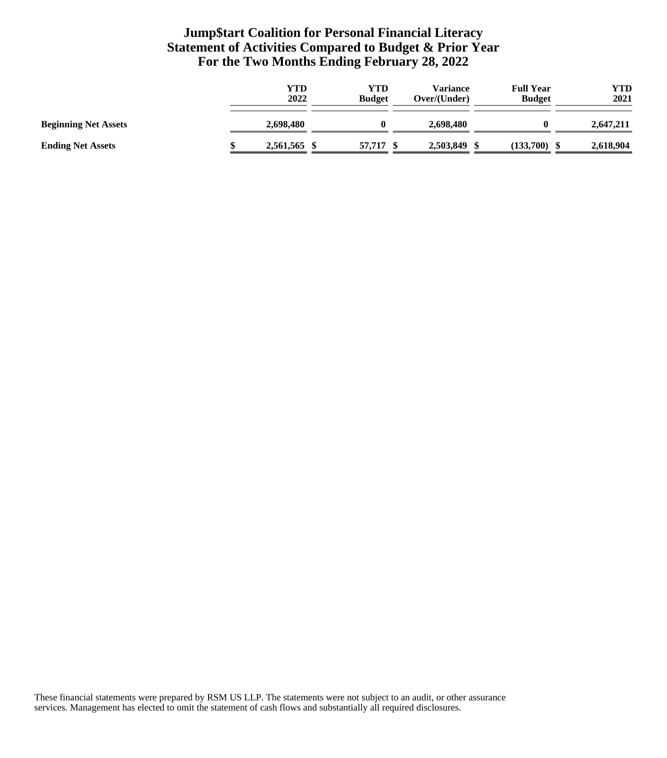# Jump$tart Coalition for Personal Financial Literacy
## Statement of Activities Compared to Budget & Prior Year
### For the Two Months Ending February 28, 2022

| | YTD 2022 | YTD Budget | Variance Over/(Under) | Full Year Budget | YTD 2021 |
|---|---|---|---|---|---|
| **Beginning Net Assets** | 2,698,480 | 0 | 2,698,480 | 0 | 2,647,211 |
| **Ending Net Assets** | $ 2,561,565 | $ 57,717 | $ 2,503,849 | $ (133,700) | $ 2,618,904 |

These financial statements were prepared by RSM US LLP. The statements were not subject to an audit, or other assurance services. Management has elected to omit the statement of cash flows and substantially all required disclosures.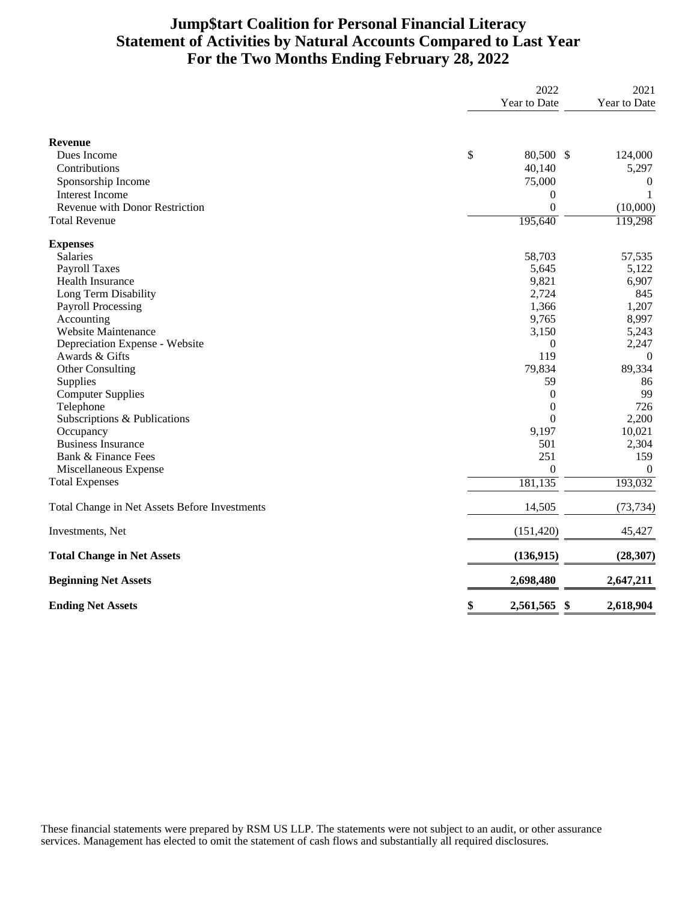# Jump$tart Coalition for Personal Financial Literacy
## Statement of Activities by Natural Accounts Compared to Last Year
### For the Two Months Ending February 28, 2022

| | 2022 Year to Date | 2021 Year to Date |
|---|---|---|
| **Revenue** | | |
| Dues Income | $ 80,500 | $ 124,000 |
| Contributions | 40,140 | 5,297 |
| Sponsorship Income | 75,000 | 0 |
| Interest Income | 0 | 1 |
| Revenue with Donor Restriction | 0 | (10,000) |
| Total Revenue | 195,640 | 119,298 |
| **Expenses** | | |
| Salaries | 58,703 | 57,535 |
| Payroll Taxes | 5,645 | 5,122 |
| Health Insurance | 9,821 | 6,907 |
| Long Term Disability | 2,724 | 845 |
| Payroll Processing | 1,366 | 1,207 |
| Accounting | 9,765 | 8,997 |
| Website Maintenance | 3,150 | 5,243 |
| Depreciation Expense - Website | 0 | 2,247 |
| Awards & Gifts | 119 | 0 |
| Other Consulting | 79,834 | 89,334 |
| Supplies | 59 | 86 |
| Computer Supplies | 0 | 99 |
| Telephone | 0 | 726 |
| Subscriptions & Publications | 0 | 2,200 |
| Occupancy | 9,197 | 10,021 |
| Business Insurance | 501 | 2,304 |
| Bank & Finance Fees | 251 | 159 |
| Miscellaneous Expense | 0 | 0 |
| Total Expenses | 181,135 | 193,032 |
| Total Change in Net Assets Before Investments | 14,505 | (73,734) |
| Investments, Net | (151,420) | 45,427 |
| **Total Change in Net Assets** | **(136,915)** | **(28,307)** |
| **Beginning Net Assets** | **2,698,480** | **2,647,211** |
| **Ending Net Assets** | **$ 2,561,565** | **$ 2,618,904** |

These financial statements were prepared by RSM US LLP. The statements were not subject to an audit, or other assurance services. Management has elected to omit the statement of cash flows and substantially all required disclosures.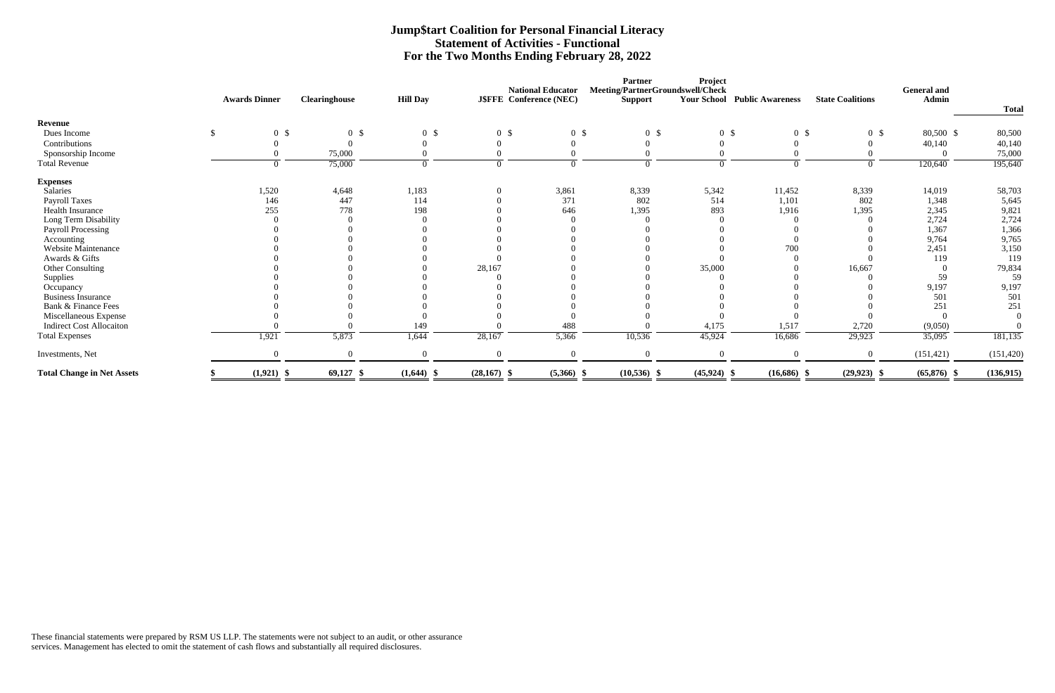# Jump$tart Coalition for Personal Financial Literacy
## Statement of Activities - Functional
## For the Two Months Ending February 28, 2022

| | Awards Dinner | Clearinghouse | Hill Day | J$FFE | National Educator Conference (NEC) | Partner Meeting/Partner Support | Project Groundswell/Check Your School | Public Awareness | State Coalitions | General and Admin | Total |
|---|---|---|---|---|---|---|---|---|---|---|---|
| **Revenue** | | | | | | | | | | | |
| Dues Income | $ 0 | $ 0 | $ 0 | $ 0 | $ 0 | $ 0 | $ 0 | $ 0 | $ 0 | $ 80,500 | $ 80,500 |
| Contributions | 0 | 0 | 0 | 0 | 0 | 0 | 0 | 0 | 0 | 40,140 | 40,140 |
| Sponsorship Income | 0 | 75,000 | 0 | 0 | 0 | 0 | 0 | 0 | 0 | 0 | 75,000 |
| Total Revenue | 0 | 75,000 | 0 | 0 | 0 | 0 | 0 | 0 | 0 | 120,640 | 195,640 |
| **Expenses** | | | | | | | | | | | |
| Salaries | 1,520 | 4,648 | 1,183 | 0 | 3,861 | 8,339 | 5,342 | 11,452 | 8,339 | 14,019 | 58,703 |
| Payroll Taxes | 146 | 447 | 114 | 0 | 371 | 802 | 514 | 1,101 | 802 | 1,348 | 5,645 |
| Health Insurance | 255 | 778 | 198 | 0 | 646 | 1,395 | 893 | 1,916 | 1,395 | 2,345 | 9,821 |
| Long Term Disability | 0 | 0 | 0 | 0 | 0 | 0 | 0 | 0 | 0 | 2,724 | 2,724 |
| Payroll Processing | 0 | 0 | 0 | 0 | 0 | 0 | 0 | 0 | 0 | 1,367 | 1,366 |
| Accounting | 0 | 0 | 0 | 0 | 0 | 0 | 0 | 0 | 0 | 9,764 | 9,765 |
| Website Maintenance | 0 | 0 | 0 | 0 | 0 | 0 | 0 | 700 | 0 | 2,451 | 3,150 |
| Awards & Gifts | 0 | 0 | 0 | 0 | 0 | 0 | 0 | 0 | 0 | 119 | 119 |
| Other Consulting | 0 | 0 | 0 | 28,167 | 0 | 0 | 35,000 | 0 | 16,667 | 0 | 79,834 |
| Supplies | 0 | 0 | 0 | 0 | 0 | 0 | 0 | 0 | 0 | 59 | 59 |
| Occupancy | 0 | 0 | 0 | 0 | 0 | 0 | 0 | 0 | 0 | 9,197 | 9,197 |
| Business Insurance | 0 | 0 | 0 | 0 | 0 | 0 | 0 | 0 | 0 | 501 | 501 |
| Bank & Finance Fees | 0 | 0 | 0 | 0 | 0 | 0 | 0 | 0 | 0 | 251 | 251 |
| Miscellaneous Expense | 0 | 0 | 0 | 0 | 0 | 0 | 0 | 0 | 0 | 0 | 0 |
| Indirect Cost Allocaiton | 0 | 0 | 149 | 0 | 488 | 0 | 4,175 | 1,517 | 2,720 | (9,050) | 0 |
| Total Expenses | 1,921 | 5,873 | 1,644 | 28,167 | 5,366 | 10,536 | 45,924 | 16,686 | 29,923 | 35,095 | 181,135 |
| Investments, Net | 0 | 0 | 0 | 0 | 0 | 0 | 0 | 0 | 0 | (151,421) | (151,420) |
| **Total Change in Net Assets** | **$ (1,921)** | **$ 69,127** | **$ (1,644)** | **$ (28,167)** | **$ (5,366)** | **$ (10,536)** | **$ (45,924)** | **$ (16,686)** | **$ (29,923)** | **$ (65,876)** | **$ (136,915)** |

These financial statements were prepared by RSM US LLP. The statements were not subject to an audit, or other assurance services. Management has elected to omit the statement of cash flows and substantially all required disclosures.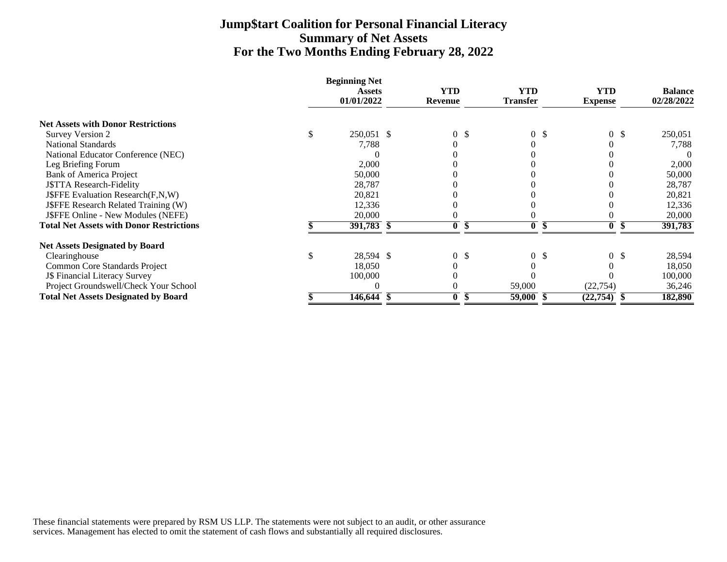# Jump$tart Coalition for Personal Financial Literacy
## Summary of Net Assets
### For the Two Months Ending February 28, 2022

| | Beginning Net Assets 01/01/2022 | YTD Revenue | YTD Transfer | YTD Expense | Balance 02/28/2022 |
|---|---|---|---|---|---|
| **Net Assets with Donor Restrictions** | | | | | |
| Survey Version 2 | $ 250,051 | $ 0 | $ 0 | $ 0 | $ 250,051 |
| National Standards | 7,788 | 0 | 0 | 0 | 7,788 |
| National Educator Conference (NEC) | 0 | 0 | 0 | 0 | 0 |
| Leg Briefing Forum | 2,000 | 0 | 0 | 0 | 2,000 |
| Bank of America Project | 50,000 | 0 | 0 | 0 | 50,000 |
| J$TTA Research-Fidelity | 28,787 | 0 | 0 | 0 | 28,787 |
| J$FFE Evaluation Research(F,N,W) | 20,821 | 0 | 0 | 0 | 20,821 |
| J$FFE Research Related Training (W) | 12,336 | 0 | 0 | 0 | 12,336 |
| J$FFE Online - New Modules (NEFE) | 20,000 | 0 | 0 | 0 | 20,000 |
| **Total Net Assets with Donor Restrictions** | **$ 391,783** | **$ 0** | **$ 0** | **$ 0** | **$ 391,783** |
| **Net Assets Designated by Board** | | | | | |
| Clearinghouse | $ 28,594 | $ 0 | $ 0 | $ 0 | $ 28,594 |
| Common Core Standards Project | 18,050 | 0 | 0 | 0 | 18,050 |
| J$ Financial Literacy Survey | 100,000 | 0 | 0 | 0 | 100,000 |
| Project Groundswell/Check Your School | 0 | 0 | 59,000 | (22,754) | 36,246 |
| **Total Net Assets Designated by Board** | **$ 146,644** | **$ 0** | **$ 59,000** | **$ (22,754)** | **$ 182,890** |

These financial statements were prepared by RSM US LLP. The statements were not subject to an audit, or other assurance services. Management has elected to omit the statement of cash flows and substantially all required disclosures.